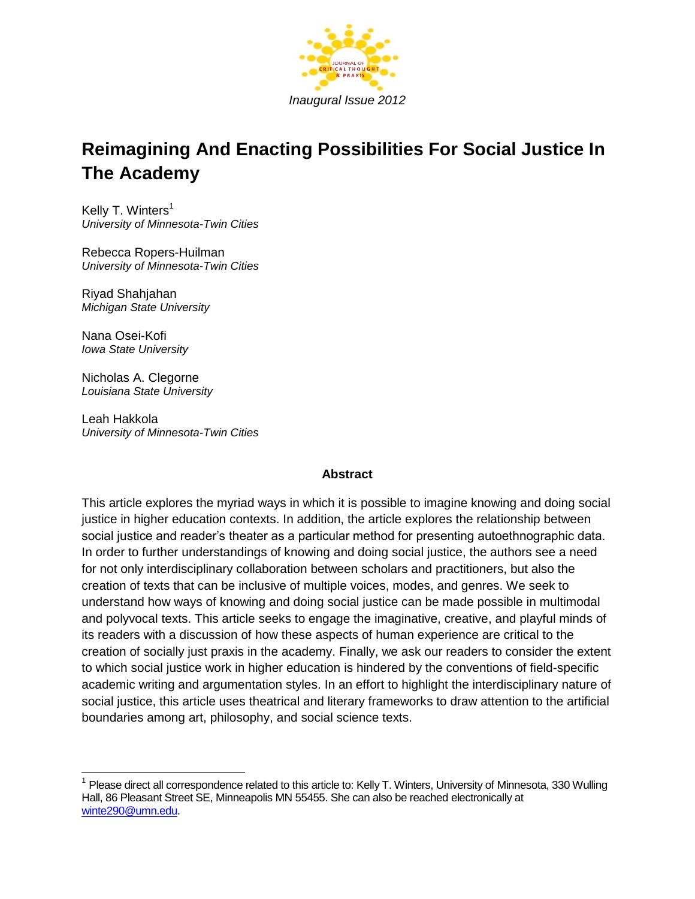*Inaugural Issue 2012*

# Reimagining And Enacting Possibilities For Social Justice In The Academy

Kelly T. Winters[1]
*University of Minnesota-Twin Cities*

Rebecca Ropers-Huilman
*University of Minnesota-Twin Cities*

Riyad Shahjahan
*Michigan State University*

Nana Osei-Kofi
*Iowa State University*

Nicholas A. Clegorne
*Louisiana State University*

Leah Hakkola
*University of Minnesota-Twin Cities*

**Abstract**

This article explores the myriad ways in which it is possible to imagine knowing and doing social justice in higher education contexts. In addition, the article explores the relationship between social justice and reader's theater as a particular method for presenting autoethnographic data. In order to further understandings of knowing and doing social justice, the authors see a need for not only interdisciplinary collaboration between scholars and practitioners, but also the creation of texts that can be inclusive of multiple voices, modes, and genres. We seek to understand how ways of knowing and doing social justice can be made possible in multimodal and polyvocal texts. This article seeks to engage the imaginative, creative, and playful minds of its readers with a discussion of how these aspects of human experience are critical to the creation of socially just praxis in the academy. Finally, we ask our readers to consider the extent to which social justice work in higher education is hindered by the conventions of field-specific academic writing and argumentation styles. In an effort to highlight the interdisciplinary nature of social justice, this article uses theatrical and literary frameworks to draw attention to the artificial boundaries among art, philosophy, and social science texts.

[1] Please direct all correspondence related to this article to: Kelly T. Winters, University of Minnesota, 330 Wulling Hall, 86 Pleasant Street SE, Minneapolis MN 55455. She can also be reached electronically at winte290@umn.edu.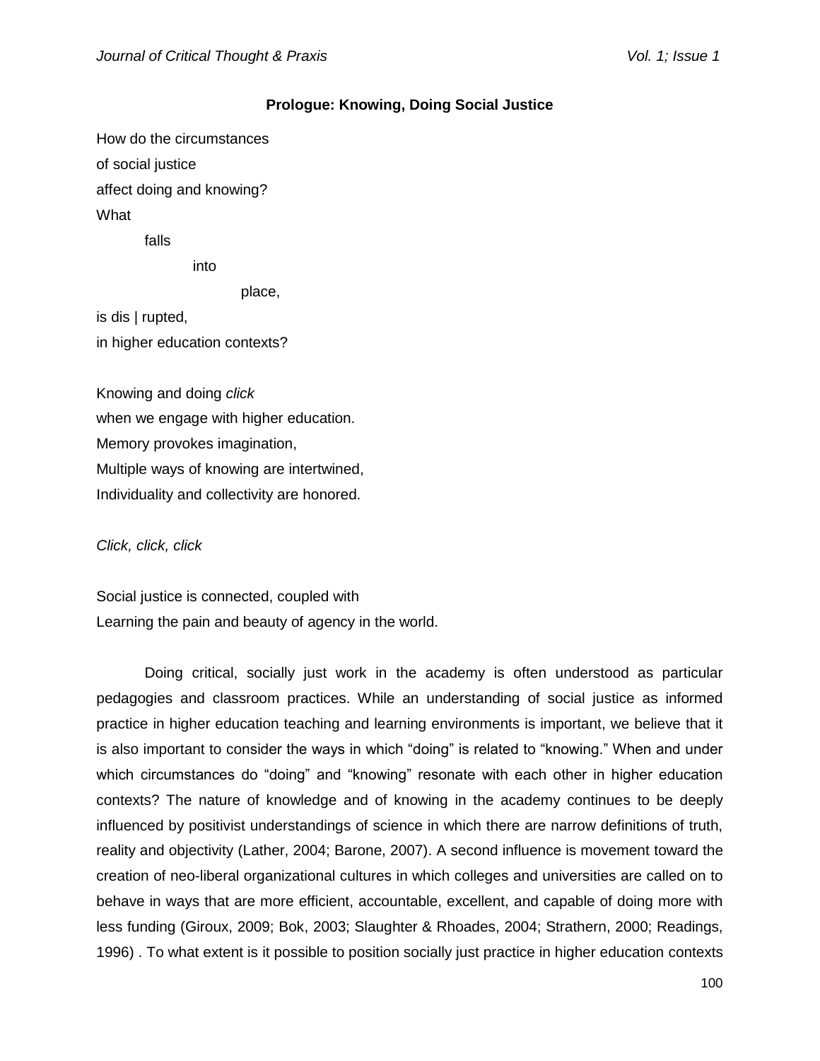**Prologue: Knowing, Doing Social Justice**

How do the circumstances  
of social justice  
affect doing and knowing?  
What  
falls  
into  
place,  
is dis | rupted,  
in higher education contexts?

Knowing and doing *click*  
when we engage with higher education.  
Memory provokes imagination,  
Multiple ways of knowing are intertwined,  
Individuality and collectivity are honored.

*Click, click, click*

Social justice is connected, coupled with  
Learning the pain and beauty of agency in the world.

Doing critical, socially just work in the academy is often understood as particular pedagogies and classroom practices. While an understanding of social justice as informed practice in higher education teaching and learning environments is important, we believe that it is also important to consider the ways in which "doing" is related to "knowing." When and under which circumstances do "doing" and "knowing" resonate with each other in higher education contexts? The nature of knowledge and of knowing in the academy continues to be deeply influenced by positivist understandings of science in which there are narrow definitions of truth, reality and objectivity (Lather, 2004; Barone, 2007). A second influence is movement toward the creation of neo-liberal organizational cultures in which colleges and universities are called on to behave in ways that are more efficient, accountable, excellent, and capable of doing more with less funding (Giroux, 2009; Bok, 2003; Slaughter & Rhoades, 2004; Strathern, 2000; Readings, 1996) . To what extent is it possible to position socially just practice in higher education contexts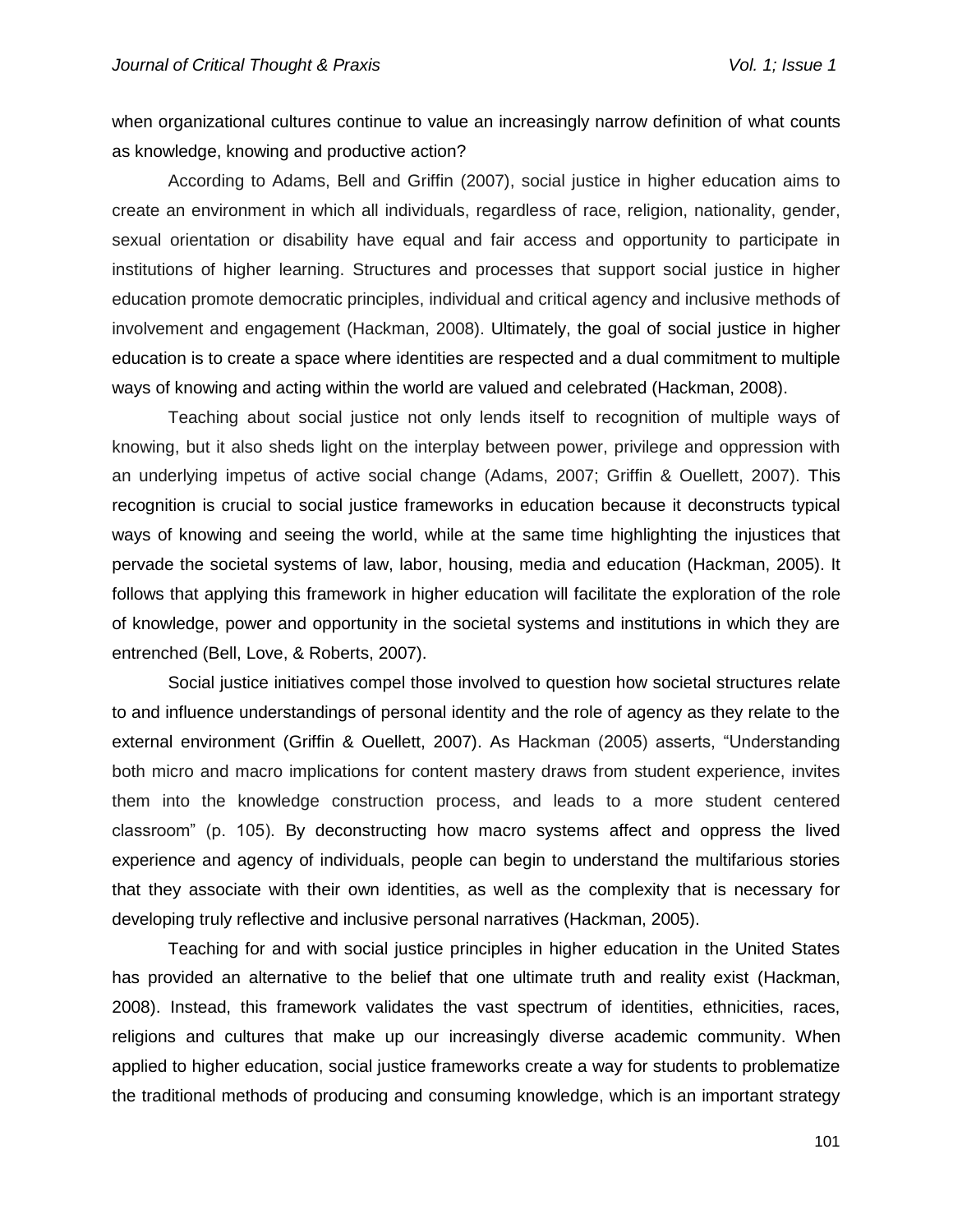when organizational cultures continue to value an increasingly narrow definition of what counts as knowledge, knowing and productive action?

According to Adams, Bell and Griffin (2007), social justice in higher education aims to create an environment in which all individuals, regardless of race, religion, nationality, gender, sexual orientation or disability have equal and fair access and opportunity to participate in institutions of higher learning. Structures and processes that support social justice in higher education promote democratic principles, individual and critical agency and inclusive methods of involvement and engagement (Hackman, 2008). Ultimately, the goal of social justice in higher education is to create a space where identities are respected and a dual commitment to multiple ways of knowing and acting within the world are valued and celebrated (Hackman, 2008).

Teaching about social justice not only lends itself to recognition of multiple ways of knowing, but it also sheds light on the interplay between power, privilege and oppression with an underlying impetus of active social change (Adams, 2007; Griffin & Ouellett, 2007). This recognition is crucial to social justice frameworks in education because it deconstructs typical ways of knowing and seeing the world, while at the same time highlighting the injustices that pervade the societal systems of law, labor, housing, media and education (Hackman, 2005). It follows that applying this framework in higher education will facilitate the exploration of the role of knowledge, power and opportunity in the societal systems and institutions in which they are entrenched (Bell, Love, & Roberts, 2007).

Social justice initiatives compel those involved to question how societal structures relate to and influence understandings of personal identity and the role of agency as they relate to the external environment (Griffin & Ouellett, 2007). As Hackman (2005) asserts, "Understanding both micro and macro implications for content mastery draws from student experience, invites them into the knowledge construction process, and leads to a more student centered classroom" (p. 105). By deconstructing how macro systems affect and oppress the lived experience and agency of individuals, people can begin to understand the multifarious stories that they associate with their own identities, as well as the complexity that is necessary for developing truly reflective and inclusive personal narratives (Hackman, 2005).

Teaching for and with social justice principles in higher education in the United States has provided an alternative to the belief that one ultimate truth and reality exist (Hackman, 2008). Instead, this framework validates the vast spectrum of identities, ethnicities, races, religions and cultures that make up our increasingly diverse academic community. When applied to higher education, social justice frameworks create a way for students to problematize the traditional methods of producing and consuming knowledge, which is an important strategy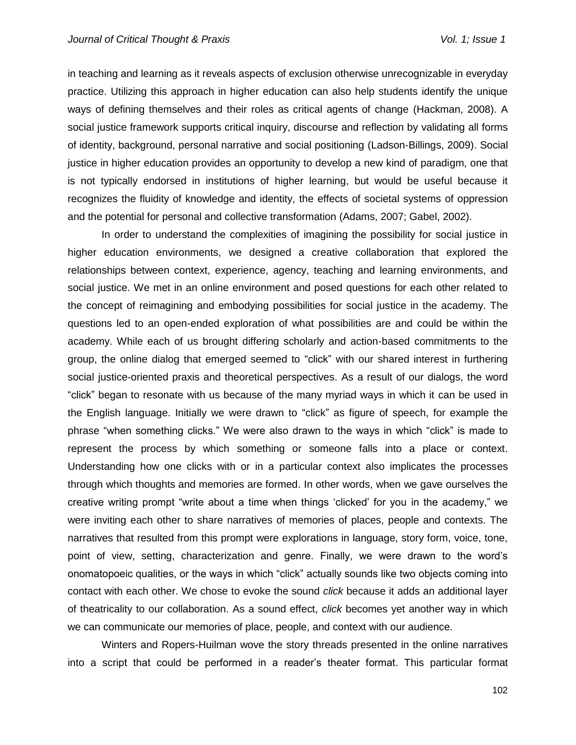in teaching and learning as it reveals aspects of exclusion otherwise unrecognizable in everyday practice. Utilizing this approach in higher education can also help students identify the unique ways of defining themselves and their roles as critical agents of change (Hackman, 2008). A social justice framework supports critical inquiry, discourse and reflection by validating all forms of identity, background, personal narrative and social positioning (Ladson-Billings, 2009). Social justice in higher education provides an opportunity to develop a new kind of paradigm, one that is not typically endorsed in institutions of higher learning, but would be useful because it recognizes the fluidity of knowledge and identity, the effects of societal systems of oppression and the potential for personal and collective transformation (Adams, 2007; Gabel, 2002).

In order to understand the complexities of imagining the possibility for social justice in higher education environments, we designed a creative collaboration that explored the relationships between context, experience, agency, teaching and learning environments, and social justice. We met in an online environment and posed questions for each other related to the concept of reimagining and embodying possibilities for social justice in the academy. The questions led to an open-ended exploration of what possibilities are and could be within the academy. While each of us brought differing scholarly and action-based commitments to the group, the online dialog that emerged seemed to "click" with our shared interest in furthering social justice-oriented praxis and theoretical perspectives. As a result of our dialogs, the word "click" began to resonate with us because of the many myriad ways in which it can be used in the English language. Initially we were drawn to "click" as figure of speech, for example the phrase "when something clicks." We were also drawn to the ways in which "click" is made to represent the process by which something or someone falls into a place or context. Understanding how one clicks with or in a particular context also implicates the processes through which thoughts and memories are formed. In other words, when we gave ourselves the creative writing prompt "write about a time when things 'clicked' for you in the academy," we were inviting each other to share narratives of memories of places, people and contexts. The narratives that resulted from this prompt were explorations in language, story form, voice, tone, point of view, setting, characterization and genre. Finally, we were drawn to the word's onomatopoeic qualities, or the ways in which "click" actually sounds like two objects coming into contact with each other. We chose to evoke the sound *click* because it adds an additional layer of theatricality to our collaboration. As a sound effect, *click* becomes yet another way in which we can communicate our memories of place, people, and context with our audience.

Winters and Ropers-Huilman wove the story threads presented in the online narratives into a script that could be performed in a reader's theater format. This particular format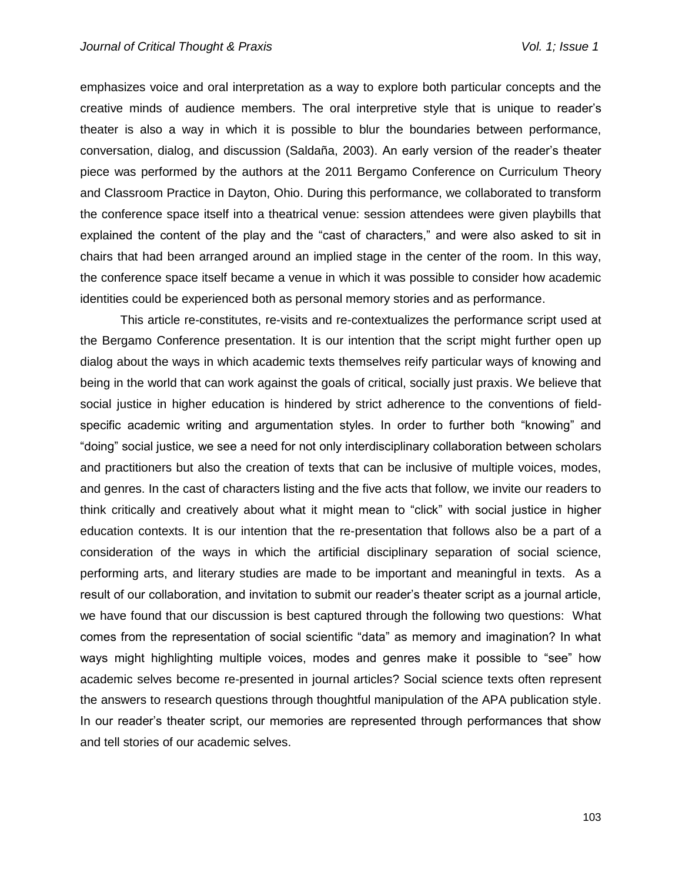emphasizes voice and oral interpretation as a way to explore both particular concepts and the creative minds of audience members. The oral interpretive style that is unique to reader's theater is also a way in which it is possible to blur the boundaries between performance, conversation, dialog, and discussion (Saldaña, 2003). An early version of the reader's theater piece was performed by the authors at the 2011 Bergamo Conference on Curriculum Theory and Classroom Practice in Dayton, Ohio. During this performance, we collaborated to transform the conference space itself into a theatrical venue: session attendees were given playbills that explained the content of the play and the "cast of characters," and were also asked to sit in chairs that had been arranged around an implied stage in the center of the room. In this way, the conference space itself became a venue in which it was possible to consider how academic identities could be experienced both as personal memory stories and as performance.

This article re-constitutes, re-visits and re-contextualizes the performance script used at the Bergamo Conference presentation. It is our intention that the script might further open up dialog about the ways in which academic texts themselves reify particular ways of knowing and being in the world that can work against the goals of critical, socially just praxis. We believe that social justice in higher education is hindered by strict adherence to the conventions of field-specific academic writing and argumentation styles. In order to further both "knowing" and "doing" social justice, we see a need for not only interdisciplinary collaboration between scholars and practitioners but also the creation of texts that can be inclusive of multiple voices, modes, and genres. In the cast of characters listing and the five acts that follow, we invite our readers to think critically and creatively about what it might mean to "click" with social justice in higher education contexts. It is our intention that the re-presentation that follows also be a part of a consideration of the ways in which the artificial disciplinary separation of social science, performing arts, and literary studies are made to be important and meaningful in texts. As a result of our collaboration, and invitation to submit our reader's theater script as a journal article, we have found that our discussion is best captured through the following two questions: What comes from the representation of social scientific "data" as memory and imagination? In what ways might highlighting multiple voices, modes and genres make it possible to "see" how academic selves become re-presented in journal articles? Social science texts often represent the answers to research questions through thoughtful manipulation of the APA publication style. In our reader's theater script, our memories are represented through performances that show and tell stories of our academic selves.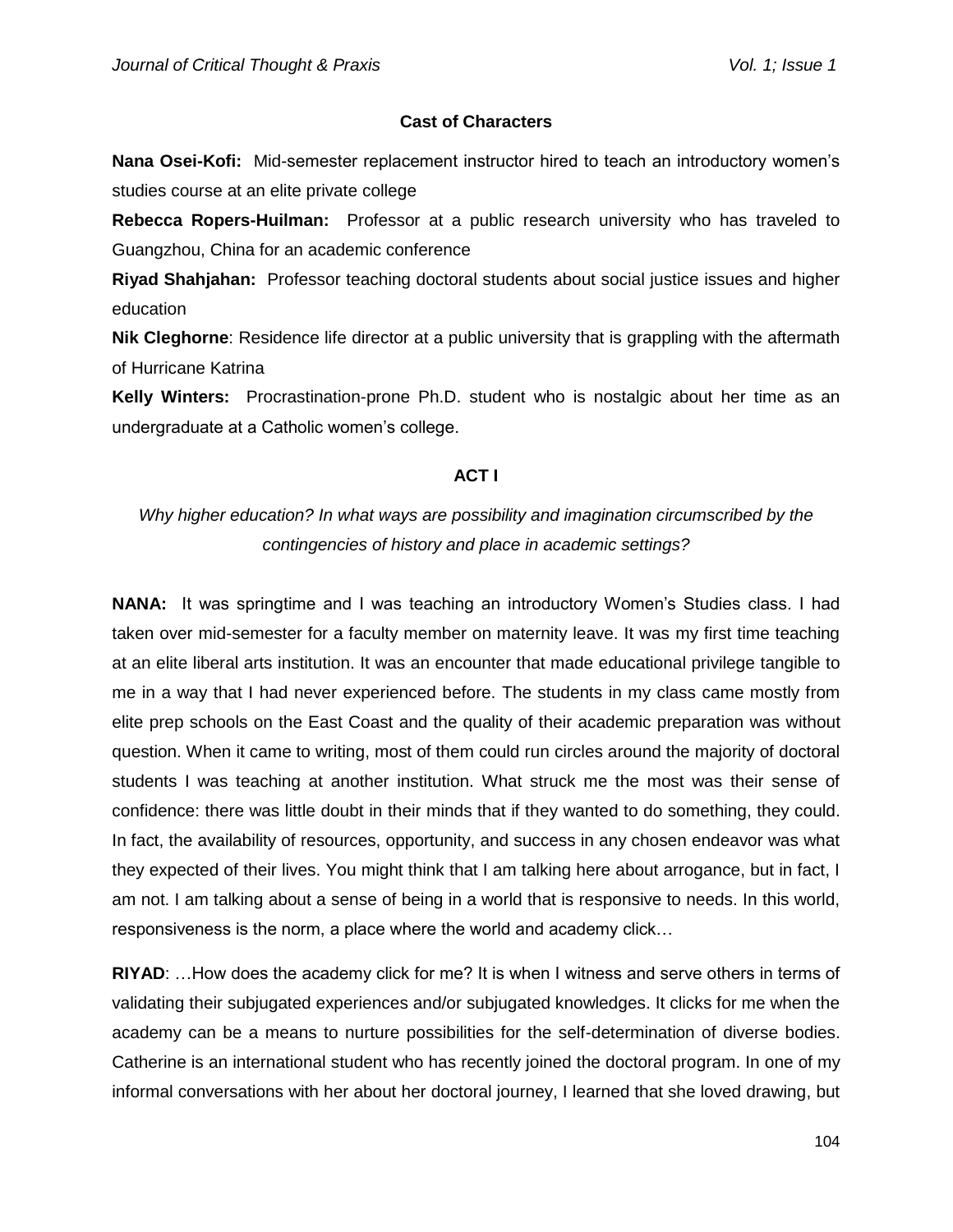**Cast of Characters**

**Nana Osei-Kofi:** Mid-semester replacement instructor hired to teach an introductory women's studies course at an elite private college

**Rebecca Ropers-Huilman:** Professor at a public research university who has traveled to Guangzhou, China for an academic conference

**Riyad Shahjahan:** Professor teaching doctoral students about social justice issues and higher education

**Nik Cleghorne**: Residence life director at a public university that is grappling with the aftermath of Hurricane Katrina

**Kelly Winters:** Procrastination-prone Ph.D. student who is nostalgic about her time as an undergraduate at a Catholic women's college.

## ACT I

*Why higher education? In what ways are possibility and imagination circumscribed by the contingencies of history and place in academic settings?*

**NANA:** It was springtime and I was teaching an introductory Women's Studies class. I had taken over mid-semester for a faculty member on maternity leave. It was my first time teaching at an elite liberal arts institution. It was an encounter that made educational privilege tangible to me in a way that I had never experienced before. The students in my class came mostly from elite prep schools on the East Coast and the quality of their academic preparation was without question. When it came to writing, most of them could run circles around the majority of doctoral students I was teaching at another institution. What struck me the most was their sense of confidence: there was little doubt in their minds that if they wanted to do something, they could. In fact, the availability of resources, opportunity, and success in any chosen endeavor was what they expected of their lives. You might think that I am talking here about arrogance, but in fact, I am not. I am talking about a sense of being in a world that is responsive to needs. In this world, responsiveness is the norm, a place where the world and academy click…

**RIYAD**: …How does the academy click for me? It is when I witness and serve others in terms of validating their subjugated experiences and/or subjugated knowledges. It clicks for me when the academy can be a means to nurture possibilities for the self-determination of diverse bodies. Catherine is an international student who has recently joined the doctoral program. In one of my informal conversations with her about her doctoral journey, I learned that she loved drawing, but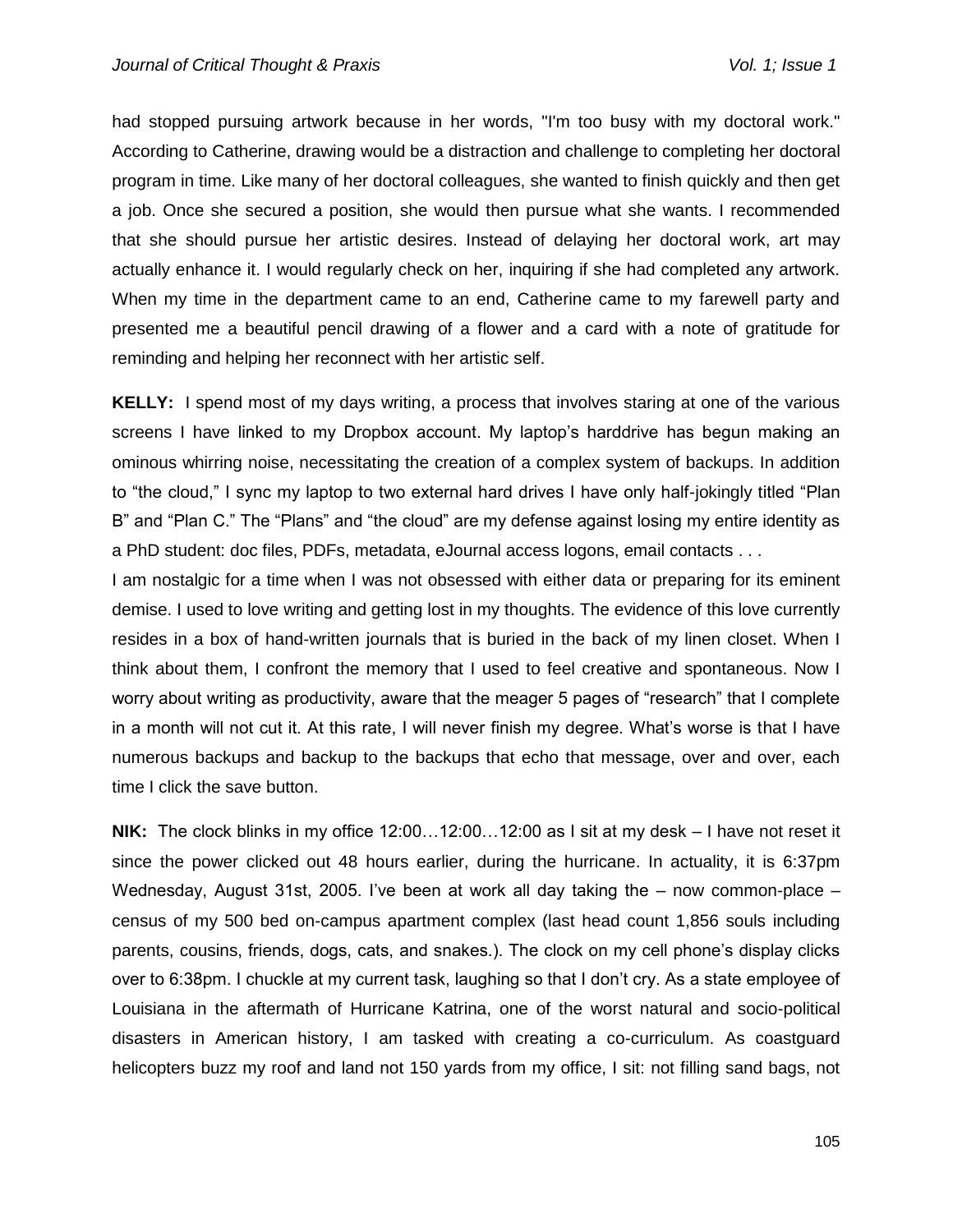had stopped pursuing artwork because in her words, "I'm too busy with my doctoral work." According to Catherine, drawing would be a distraction and challenge to completing her doctoral program in time. Like many of her doctoral colleagues, she wanted to finish quickly and then get a job. Once she secured a position, she would then pursue what she wants. I recommended that she should pursue her artistic desires. Instead of delaying her doctoral work, art may actually enhance it. I would regularly check on her, inquiring if she had completed any artwork. When my time in the department came to an end, Catherine came to my farewell party and presented me a beautiful pencil drawing of a flower and a card with a note of gratitude for reminding and helping her reconnect with her artistic self.

**KELLY:** I spend most of my days writing, a process that involves staring at one of the various screens I have linked to my Dropbox account. My laptop's harddrive has begun making an ominous whirring noise, necessitating the creation of a complex system of backups. In addition to "the cloud," I sync my laptop to two external hard drives I have only half-jokingly titled "Plan B" and "Plan C." The "Plans" and "the cloud" are my defense against losing my entire identity as a PhD student: doc files, PDFs, metadata, eJournal access logons, email contacts . . .

I am nostalgic for a time when I was not obsessed with either data or preparing for its eminent demise. I used to love writing and getting lost in my thoughts. The evidence of this love currently resides in a box of hand-written journals that is buried in the back of my linen closet. When I think about them, I confront the memory that I used to feel creative and spontaneous. Now I worry about writing as productivity, aware that the meager 5 pages of "research" that I complete in a month will not cut it. At this rate, I will never finish my degree. What's worse is that I have numerous backups and backup to the backups that echo that message, over and over, each time I click the save button.

**NIK:** The clock blinks in my office 12:00…12:00…12:00 as I sit at my desk – I have not reset it since the power clicked out 48 hours earlier, during the hurricane. In actuality, it is 6:37pm Wednesday, August 31st, 2005. I've been at work all day taking the – now common-place – census of my 500 bed on-campus apartment complex (last head count 1,856 souls including parents, cousins, friends, dogs, cats, and snakes.). The clock on my cell phone's display clicks over to 6:38pm. I chuckle at my current task, laughing so that I don't cry. As a state employee of Louisiana in the aftermath of Hurricane Katrina, one of the worst natural and socio-political disasters in American history, I am tasked with creating a co-curriculum. As coastguard helicopters buzz my roof and land not 150 yards from my office, I sit: not filling sand bags, not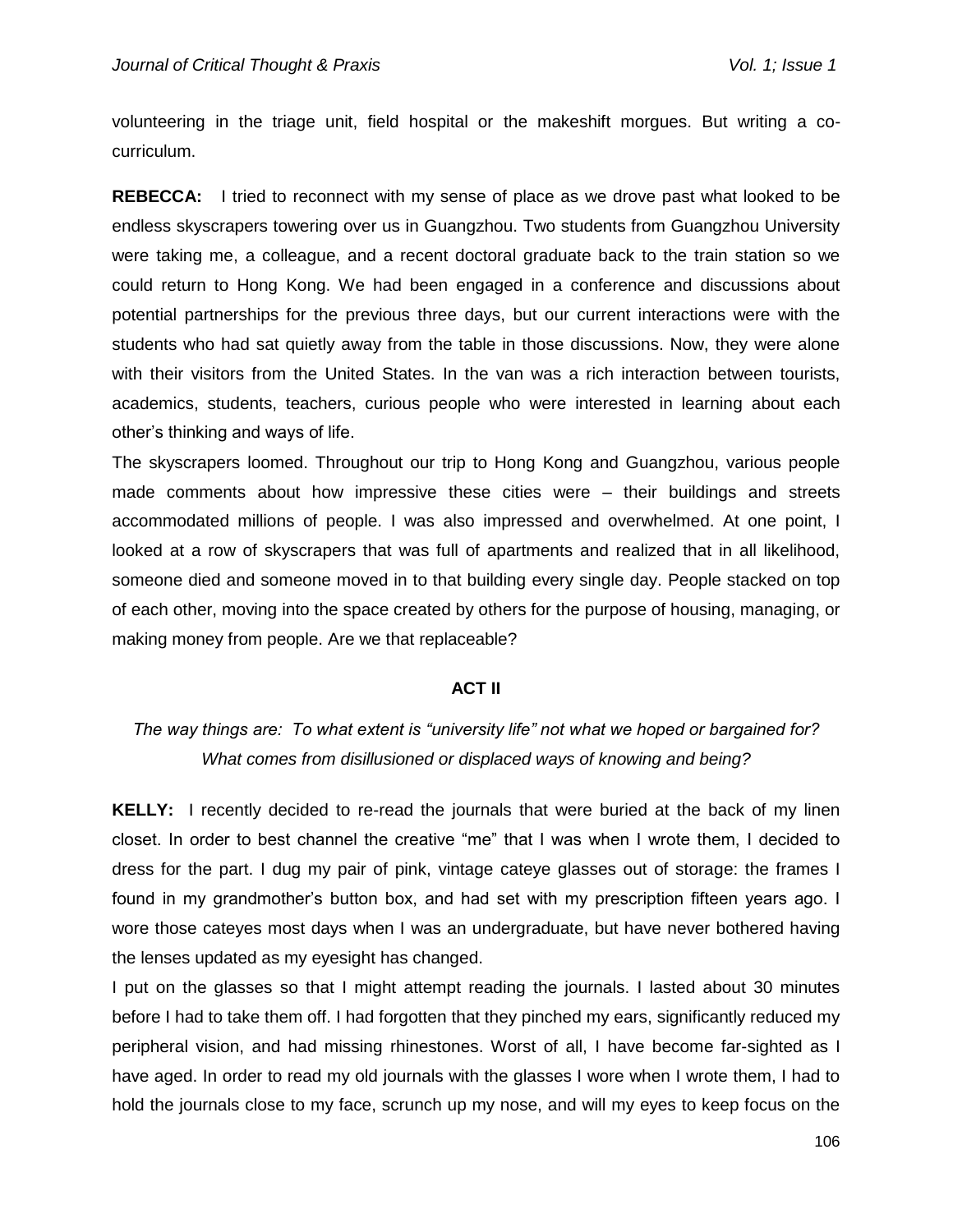volunteering in the triage unit, field hospital or the makeshift morgues. But writing a co-curriculum.

**REBECCA:** I tried to reconnect with my sense of place as we drove past what looked to be endless skyscrapers towering over us in Guangzhou. Two students from Guangzhou University were taking me, a colleague, and a recent doctoral graduate back to the train station so we could return to Hong Kong. We had been engaged in a conference and discussions about potential partnerships for the previous three days, but our current interactions were with the students who had sat quietly away from the table in those discussions. Now, they were alone with their visitors from the United States. In the van was a rich interaction between tourists, academics, students, teachers, curious people who were interested in learning about each other's thinking and ways of life.

The skyscrapers loomed. Throughout our trip to Hong Kong and Guangzhou, various people made comments about how impressive these cities were – their buildings and streets accommodated millions of people. I was also impressed and overwhelmed. At one point, I looked at a row of skyscrapers that was full of apartments and realized that in all likelihood, someone died and someone moved in to that building every single day. People stacked on top of each other, moving into the space created by others for the purpose of housing, managing, or making money from people. Are we that replaceable?

## ACT II

*The way things are: To what extent is "university life" not what we hoped or bargained for? What comes from disillusioned or displaced ways of knowing and being?*

**KELLY:** I recently decided to re-read the journals that were buried at the back of my linen closet. In order to best channel the creative "me" that I was when I wrote them, I decided to dress for the part. I dug my pair of pink, vintage cateye glasses out of storage: the frames I found in my grandmother's button box, and had set with my prescription fifteen years ago. I wore those cateyes most days when I was an undergraduate, but have never bothered having the lenses updated as my eyesight has changed.

I put on the glasses so that I might attempt reading the journals. I lasted about 30 minutes before I had to take them off. I had forgotten that they pinched my ears, significantly reduced my peripheral vision, and had missing rhinestones. Worst of all, I have become far-sighted as I have aged. In order to read my old journals with the glasses I wore when I wrote them, I had to hold the journals close to my face, scrunch up my nose, and will my eyes to keep focus on the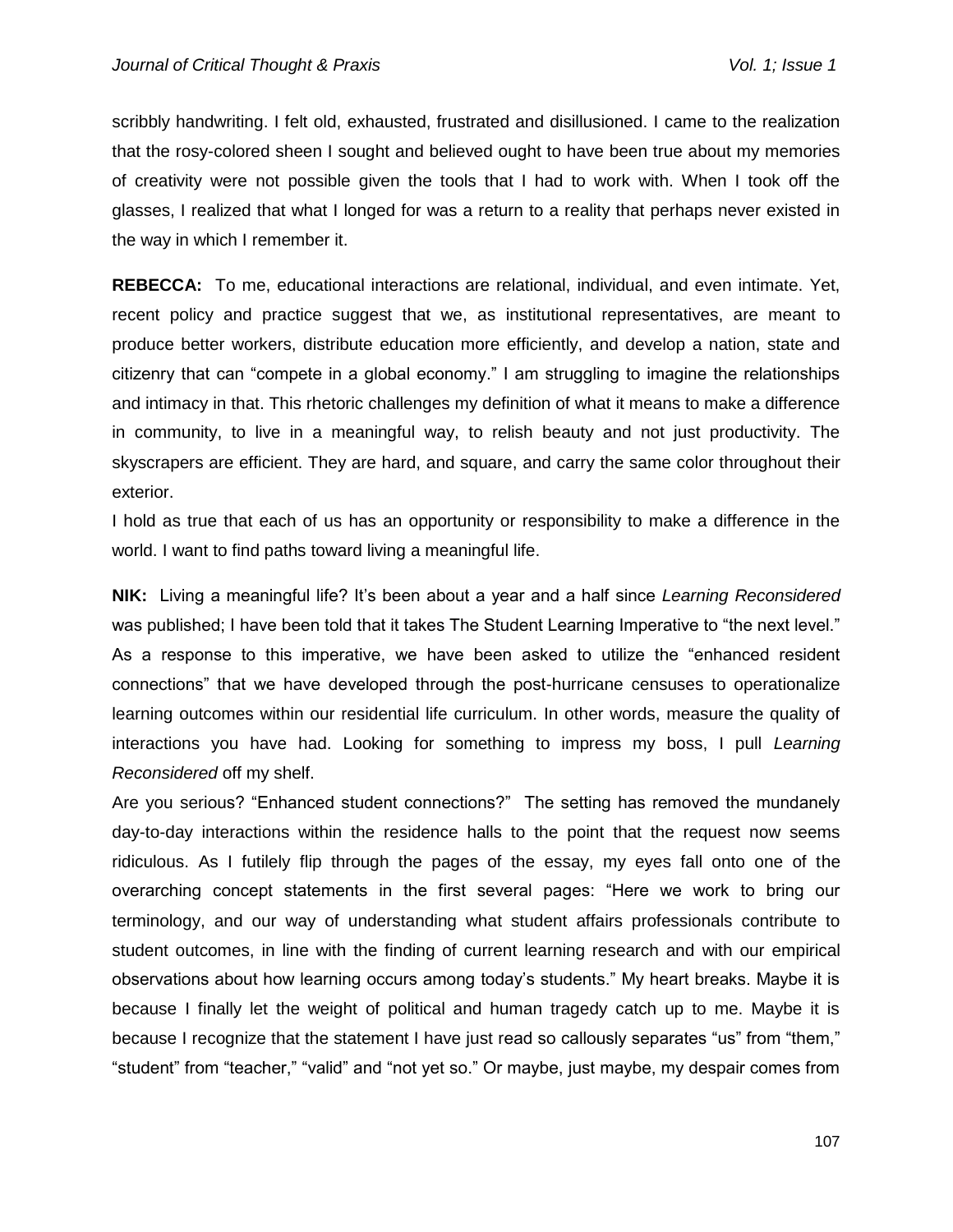scribbly handwriting. I felt old, exhausted, frustrated and disillusioned. I came to the realization that the rosy-colored sheen I sought and believed ought to have been true about my memories of creativity were not possible given the tools that I had to work with. When I took off the glasses, I realized that what I longed for was a return to a reality that perhaps never existed in the way in which I remember it.

**REBECCA:** To me, educational interactions are relational, individual, and even intimate. Yet, recent policy and practice suggest that we, as institutional representatives, are meant to produce better workers, distribute education more efficiently, and develop a nation, state and citizenry that can "compete in a global economy." I am struggling to imagine the relationships and intimacy in that. This rhetoric challenges my definition of what it means to make a difference in community, to live in a meaningful way, to relish beauty and not just productivity. The skyscrapers are efficient. They are hard, and square, and carry the same color throughout their exterior.

I hold as true that each of us has an opportunity or responsibility to make a difference in the world. I want to find paths toward living a meaningful life.

**NIK:** Living a meaningful life? It's been about a year and a half since *Learning Reconsidered* was published; I have been told that it takes The Student Learning Imperative to "the next level." As a response to this imperative, we have been asked to utilize the "enhanced resident connections" that we have developed through the post-hurricane censuses to operationalize learning outcomes within our residential life curriculum. In other words, measure the quality of interactions you have had. Looking for something to impress my boss, I pull *Learning Reconsidered* off my shelf.

Are you serious? "Enhanced student connections?" The setting has removed the mundanely day-to-day interactions within the residence halls to the point that the request now seems ridiculous. As I futilely flip through the pages of the essay, my eyes fall onto one of the overarching concept statements in the first several pages: "Here we work to bring our terminology, and our way of understanding what student affairs professionals contribute to student outcomes, in line with the finding of current learning research and with our empirical observations about how learning occurs among today's students." My heart breaks. Maybe it is because I finally let the weight of political and human tragedy catch up to me. Maybe it is because I recognize that the statement I have just read so callously separates "us" from "them," "student" from "teacher," "valid" and "not yet so." Or maybe, just maybe, my despair comes from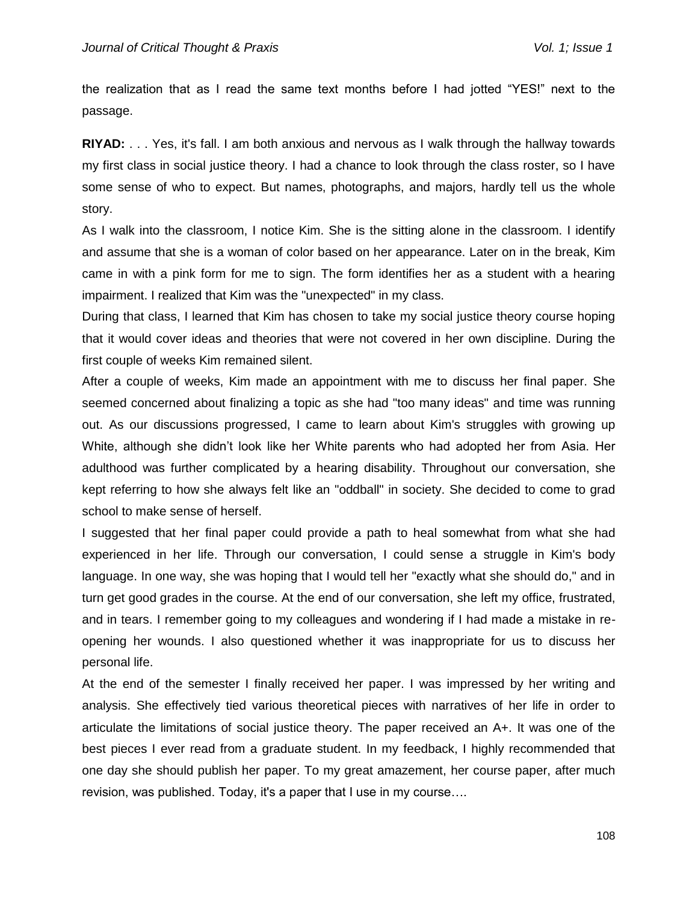the realization that as I read the same text months before I had jotted "YES!" next to the passage.

**RIYAD:** . . . Yes, it's fall. I am both anxious and nervous as I walk through the hallway towards my first class in social justice theory. I had a chance to look through the class roster, so I have some sense of who to expect. But names, photographs, and majors, hardly tell us the whole story.

As I walk into the classroom, I notice Kim. She is the sitting alone in the classroom. I identify and assume that she is a woman of color based on her appearance. Later on in the break, Kim came in with a pink form for me to sign. The form identifies her as a student with a hearing impairment. I realized that Kim was the "unexpected" in my class.

During that class, I learned that Kim has chosen to take my social justice theory course hoping that it would cover ideas and theories that were not covered in her own discipline. During the first couple of weeks Kim remained silent.

After a couple of weeks, Kim made an appointment with me to discuss her final paper. She seemed concerned about finalizing a topic as she had "too many ideas" and time was running out. As our discussions progressed, I came to learn about Kim's struggles with growing up White, although she didn't look like her White parents who had adopted her from Asia. Her adulthood was further complicated by a hearing disability. Throughout our conversation, she kept referring to how she always felt like an "oddball" in society. She decided to come to grad school to make sense of herself.

I suggested that her final paper could provide a path to heal somewhat from what she had experienced in her life. Through our conversation, I could sense a struggle in Kim's body language. In one way, she was hoping that I would tell her "exactly what she should do," and in turn get good grades in the course. At the end of our conversation, she left my office, frustrated, and in tears. I remember going to my colleagues and wondering if I had made a mistake in re-opening her wounds. I also questioned whether it was inappropriate for us to discuss her personal life.

At the end of the semester I finally received her paper. I was impressed by her writing and analysis. She effectively tied various theoretical pieces with narratives of her life in order to articulate the limitations of social justice theory. The paper received an A+. It was one of the best pieces I ever read from a graduate student. In my feedback, I highly recommended that one day she should publish her paper. To my great amazement, her course paper, after much revision, was published. Today, it's a paper that I use in my course….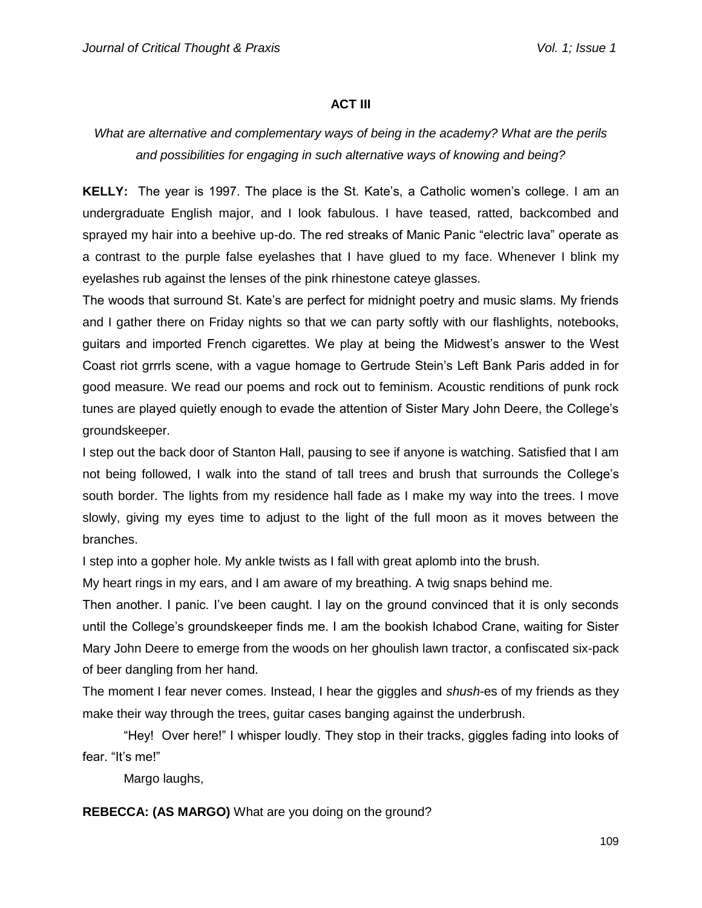**ACT III**

*What are alternative and complementary ways of being in the academy? What are the perils and possibilities for engaging in such alternative ways of knowing and being?*

**KELLY:** The year is 1997. The place is the St. Kate's, a Catholic women's college. I am an undergraduate English major, and I look fabulous. I have teased, ratted, backcombed and sprayed my hair into a beehive up-do. The red streaks of Manic Panic "electric lava" operate as a contrast to the purple false eyelashes that I have glued to my face. Whenever I blink my eyelashes rub against the lenses of the pink rhinestone cateye glasses.

The woods that surround St. Kate's are perfect for midnight poetry and music slams. My friends and I gather there on Friday nights so that we can party softly with our flashlights, notebooks, guitars and imported French cigarettes. We play at being the Midwest's answer to the West Coast riot grrrls scene, with a vague homage to Gertrude Stein's Left Bank Paris added in for good measure. We read our poems and rock out to feminism. Acoustic renditions of punk rock tunes are played quietly enough to evade the attention of Sister Mary John Deere, the College's groundskeeper.

I step out the back door of Stanton Hall, pausing to see if anyone is watching. Satisfied that I am not being followed, I walk into the stand of tall trees and brush that surrounds the College's south border. The lights from my residence hall fade as I make my way into the trees. I move slowly, giving my eyes time to adjust to the light of the full moon as it moves between the branches.

I step into a gopher hole. My ankle twists as I fall with great aplomb into the brush.

My heart rings in my ears, and I am aware of my breathing. A twig snaps behind me.

Then another. I panic. I've been caught. I lay on the ground convinced that it is only seconds until the College's groundskeeper finds me. I am the bookish Ichabod Crane, waiting for Sister Mary John Deere to emerge from the woods on her ghoulish lawn tractor, a confiscated six-pack of beer dangling from her hand.

The moment I fear never comes. Instead, I hear the giggles and *shush*-es of my friends as they make their way through the trees, guitar cases banging against the underbrush.

"Hey! Over here!" I whisper loudly. They stop in their tracks, giggles fading into looks of fear. "It's me!"

Margo laughs,

**REBECCA: (AS MARGO)** What are you doing on the ground?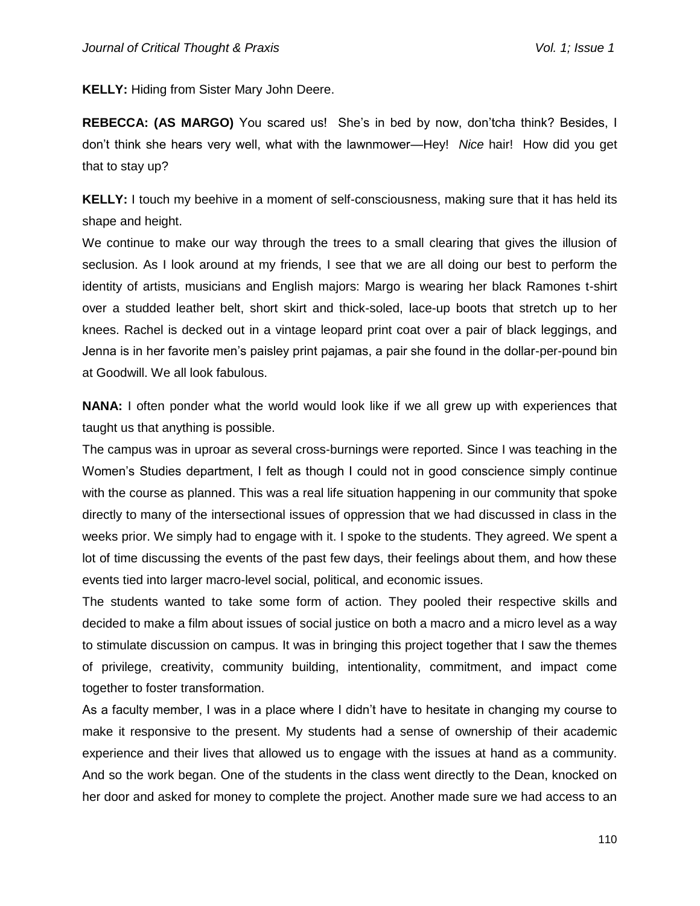**KELLY:** Hiding from Sister Mary John Deere.

**REBECCA: (AS MARGO)** You scared us! She's in bed by now, don'tcha think? Besides, I don't think she hears very well, what with the lawnmower—Hey! *Nice* hair! How did you get that to stay up?

**KELLY:** I touch my beehive in a moment of self-consciousness, making sure that it has held its shape and height.

We continue to make our way through the trees to a small clearing that gives the illusion of seclusion. As I look around at my friends, I see that we are all doing our best to perform the identity of artists, musicians and English majors: Margo is wearing her black Ramones t-shirt over a studded leather belt, short skirt and thick-soled, lace-up boots that stretch up to her knees. Rachel is decked out in a vintage leopard print coat over a pair of black leggings, and Jenna is in her favorite men's paisley print pajamas, a pair she found in the dollar-per-pound bin at Goodwill. We all look fabulous.

**NANA:** I often ponder what the world would look like if we all grew up with experiences that taught us that anything is possible.

The campus was in uproar as several cross-burnings were reported. Since I was teaching in the Women's Studies department, I felt as though I could not in good conscience simply continue with the course as planned. This was a real life situation happening in our community that spoke directly to many of the intersectional issues of oppression that we had discussed in class in the weeks prior. We simply had to engage with it. I spoke to the students. They agreed. We spent a lot of time discussing the events of the past few days, their feelings about them, and how these events tied into larger macro-level social, political, and economic issues.

The students wanted to take some form of action. They pooled their respective skills and decided to make a film about issues of social justice on both a macro and a micro level as a way to stimulate discussion on campus. It was in bringing this project together that I saw the themes of privilege, creativity, community building, intentionality, commitment, and impact come together to foster transformation.

As a faculty member, I was in a place where I didn't have to hesitate in changing my course to make it responsive to the present. My students had a sense of ownership of their academic experience and their lives that allowed us to engage with the issues at hand as a community. And so the work began. One of the students in the class went directly to the Dean, knocked on her door and asked for money to complete the project. Another made sure we had access to an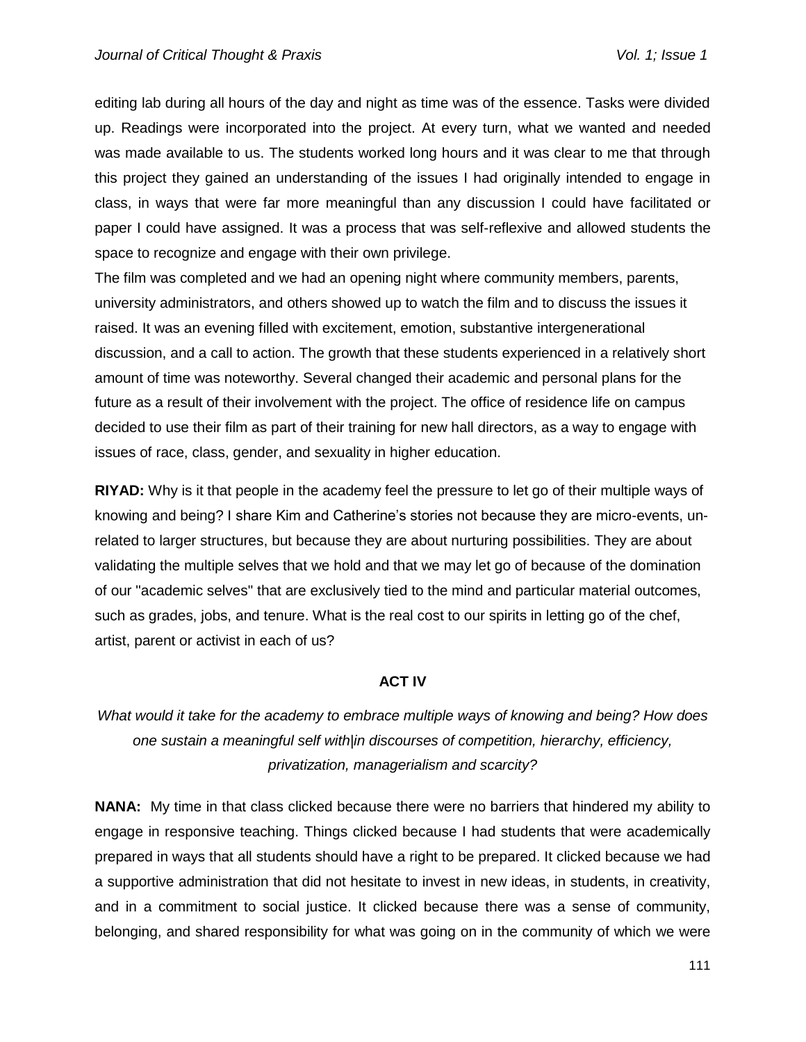editing lab during all hours of the day and night as time was of the essence. Tasks were divided up. Readings were incorporated into the project. At every turn, what we wanted and needed was made available to us. The students worked long hours and it was clear to me that through this project they gained an understanding of the issues I had originally intended to engage in class, in ways that were far more meaningful than any discussion I could have facilitated or paper I could have assigned. It was a process that was self-reflexive and allowed students the space to recognize and engage with their own privilege.

The film was completed and we had an opening night where community members, parents, university administrators, and others showed up to watch the film and to discuss the issues it raised. It was an evening filled with excitement, emotion, substantive intergenerational discussion, and a call to action. The growth that these students experienced in a relatively short amount of time was noteworthy. Several changed their academic and personal plans for the future as a result of their involvement with the project. The office of residence life on campus decided to use their film as part of their training for new hall directors, as a way to engage with issues of race, class, gender, and sexuality in higher education.

**RIYAD:** Why is it that people in the academy feel the pressure to let go of their multiple ways of knowing and being? I share Kim and Catherine's stories not because they are micro-events, un-related to larger structures, but because they are about nurturing possibilities. They are about validating the multiple selves that we hold and that we may let go of because of the domination of our "academic selves" that are exclusively tied to the mind and particular material outcomes, such as grades, jobs, and tenure. What is the real cost to our spirits in letting go of the chef, artist, parent or activist in each of us?

## ACT IV

*What would it take for the academy to embrace multiple ways of knowing and being? How does one sustain a meaningful self with|in discourses of competition, hierarchy, efficiency, privatization, managerialism and scarcity?*

**NANA:** My time in that class clicked because there were no barriers that hindered my ability to engage in responsive teaching. Things clicked because I had students that were academically prepared in ways that all students should have a right to be prepared. It clicked because we had a supportive administration that did not hesitate to invest in new ideas, in students, in creativity, and in a commitment to social justice. It clicked because there was a sense of community, belonging, and shared responsibility for what was going on in the community of which we were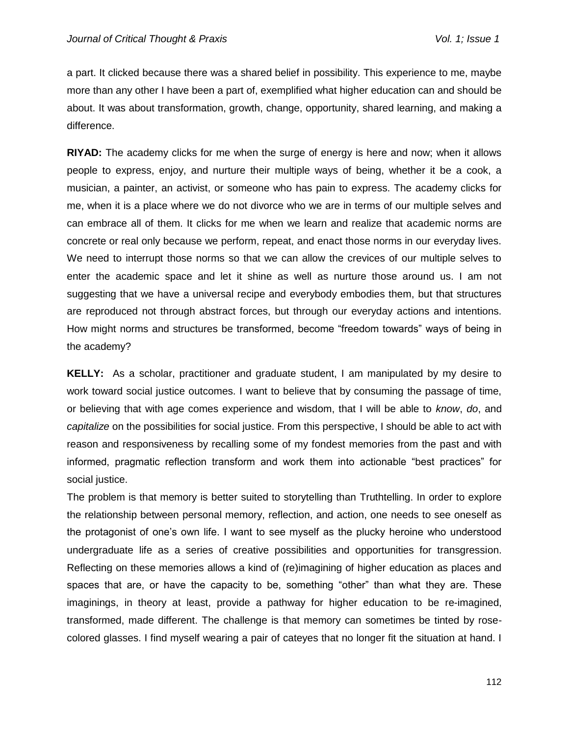a part. It clicked because there was a shared belief in possibility. This experience to me, maybe more than any other I have been a part of, exemplified what higher education can and should be about. It was about transformation, growth, change, opportunity, shared learning, and making a difference.

**RIYAD:** The academy clicks for me when the surge of energy is here and now; when it allows people to express, enjoy, and nurture their multiple ways of being, whether it be a cook, a musician, a painter, an activist, or someone who has pain to express. The academy clicks for me, when it is a place where we do not divorce who we are in terms of our multiple selves and can embrace all of them. It clicks for me when we learn and realize that academic norms are concrete or real only because we perform, repeat, and enact those norms in our everyday lives. We need to interrupt those norms so that we can allow the crevices of our multiple selves to enter the academic space and let it shine as well as nurture those around us. I am not suggesting that we have a universal recipe and everybody embodies them, but that structures are reproduced not through abstract forces, but through our everyday actions and intentions. How might norms and structures be transformed, become "freedom towards" ways of being in the academy?

**KELLY:** As a scholar, practitioner and graduate student, I am manipulated by my desire to work toward social justice outcomes. I want to believe that by consuming the passage of time, or believing that with age comes experience and wisdom, that I will be able to *know*, *do*, and *capitalize* on the possibilities for social justice. From this perspective, I should be able to act with reason and responsiveness by recalling some of my fondest memories from the past and with informed, pragmatic reflection transform and work them into actionable "best practices" for social justice.

The problem is that memory is better suited to storytelling than Truthtelling. In order to explore the relationship between personal memory, reflection, and action, one needs to see oneself as the protagonist of one's own life. I want to see myself as the plucky heroine who understood undergraduate life as a series of creative possibilities and opportunities for transgression. Reflecting on these memories allows a kind of (re)imagining of higher education as places and spaces that are, or have the capacity to be, something "other" than what they are. These imaginings, in theory at least, provide a pathway for higher education to be re-imagined, transformed, made different. The challenge is that memory can sometimes be tinted by rose-colored glasses. I find myself wearing a pair of cateyes that no longer fit the situation at hand. I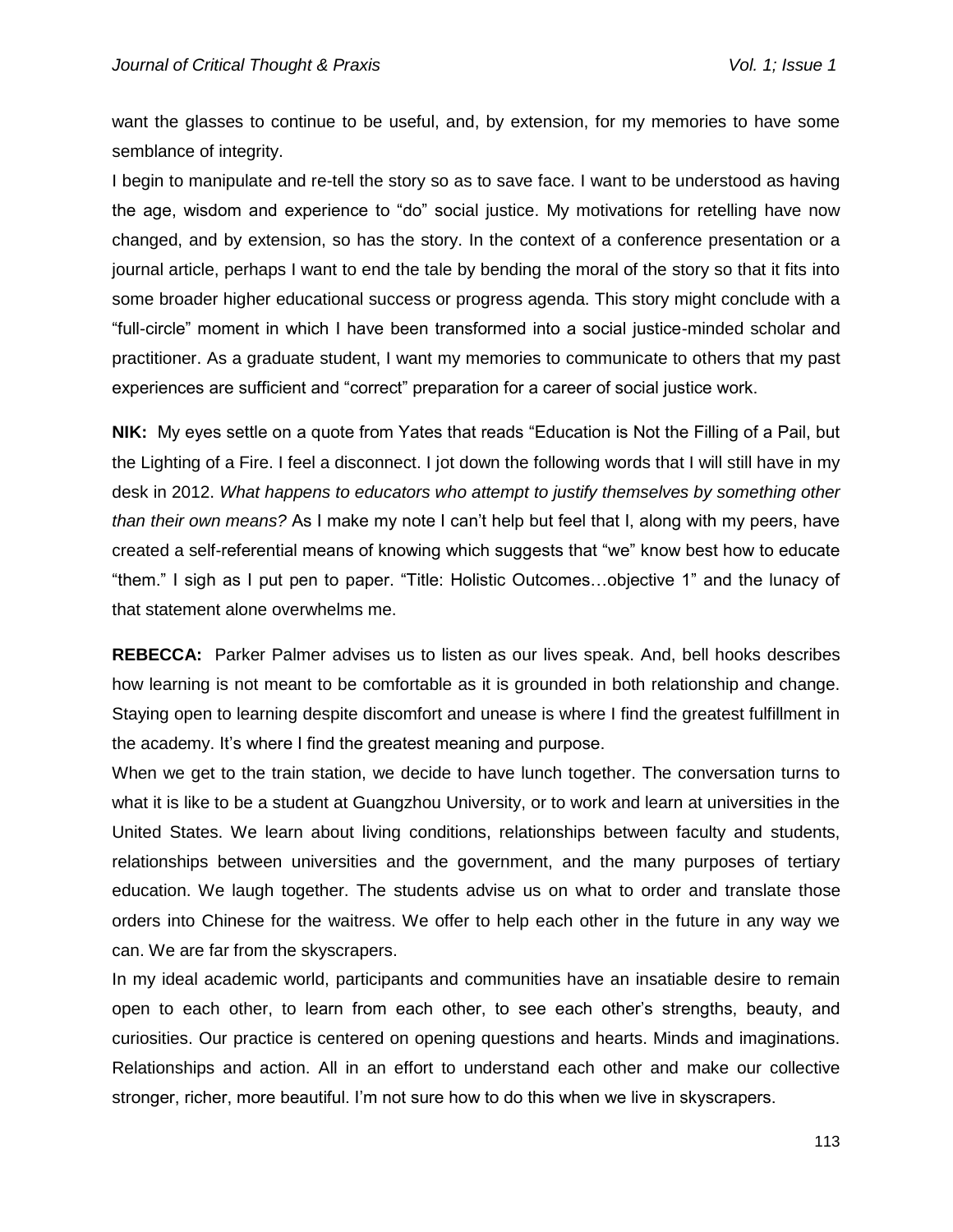want the glasses to continue to be useful, and, by extension, for my memories to have some semblance of integrity.

I begin to manipulate and re-tell the story so as to save face. I want to be understood as having the age, wisdom and experience to "do" social justice. My motivations for retelling have now changed, and by extension, so has the story. In the context of a conference presentation or a journal article, perhaps I want to end the tale by bending the moral of the story so that it fits into some broader higher educational success or progress agenda. This story might conclude with a "full-circle" moment in which I have been transformed into a social justice-minded scholar and practitioner. As a graduate student, I want my memories to communicate to others that my past experiences are sufficient and "correct" preparation for a career of social justice work.

**NIK:** My eyes settle on a quote from Yates that reads "Education is Not the Filling of a Pail, but the Lighting of a Fire. I feel a disconnect. I jot down the following words that I will still have in my desk in 2012. *What happens to educators who attempt to justify themselves by something other than their own means?* As I make my note I can't help but feel that I, along with my peers, have created a self-referential means of knowing which suggests that "we" know best how to educate "them." I sigh as I put pen to paper. "Title: Holistic Outcomes…objective 1" and the lunacy of that statement alone overwhelms me.

**REBECCA:** Parker Palmer advises us to listen as our lives speak. And, bell hooks describes how learning is not meant to be comfortable as it is grounded in both relationship and change. Staying open to learning despite discomfort and unease is where I find the greatest fulfillment in the academy. It's where I find the greatest meaning and purpose.

When we get to the train station, we decide to have lunch together. The conversation turns to what it is like to be a student at Guangzhou University, or to work and learn at universities in the United States. We learn about living conditions, relationships between faculty and students, relationships between universities and the government, and the many purposes of tertiary education. We laugh together. The students advise us on what to order and translate those orders into Chinese for the waitress. We offer to help each other in the future in any way we can. We are far from the skyscrapers.

In my ideal academic world, participants and communities have an insatiable desire to remain open to each other, to learn from each other, to see each other's strengths, beauty, and curiosities. Our practice is centered on opening questions and hearts. Minds and imaginations. Relationships and action. All in an effort to understand each other and make our collective stronger, richer, more beautiful. I'm not sure how to do this when we live in skyscrapers.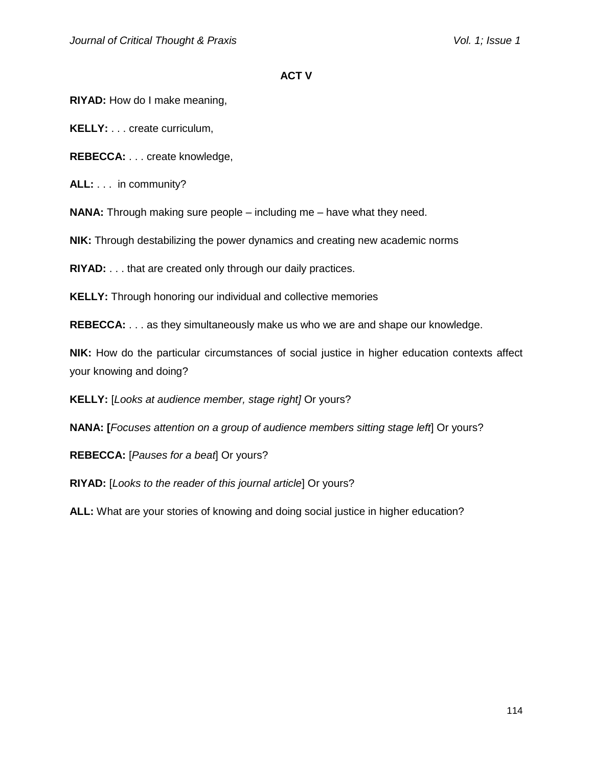**ACT V**

**RIYAD:** How do I make meaning,

**KELLY:** . . . create curriculum,

**REBECCA:** . . . create knowledge,

**ALL:** . . .  in community?

**NANA:** Through making sure people – including me – have what they need.

**NIK:** Through destabilizing the power dynamics and creating new academic norms

**RIYAD:** . . . that are created only through our daily practices.

**KELLY:** Through honoring our individual and collective memories

**REBECCA:** . . . as they simultaneously make us who we are and shape our knowledge.

**NIK:** How do the particular circumstances of social justice in higher education contexts affect your knowing and doing?

**KELLY:** [*Looks at audience member, stage right]* Or yours?

**NANA: [***Focuses attention on a group of audience members sitting stage left*] Or yours?

**REBECCA:** [*Pauses for a beat*] Or yours?

**RIYAD:** [*Looks to the reader of this journal article*] Or yours?

**ALL:** What are your stories of knowing and doing social justice in higher education?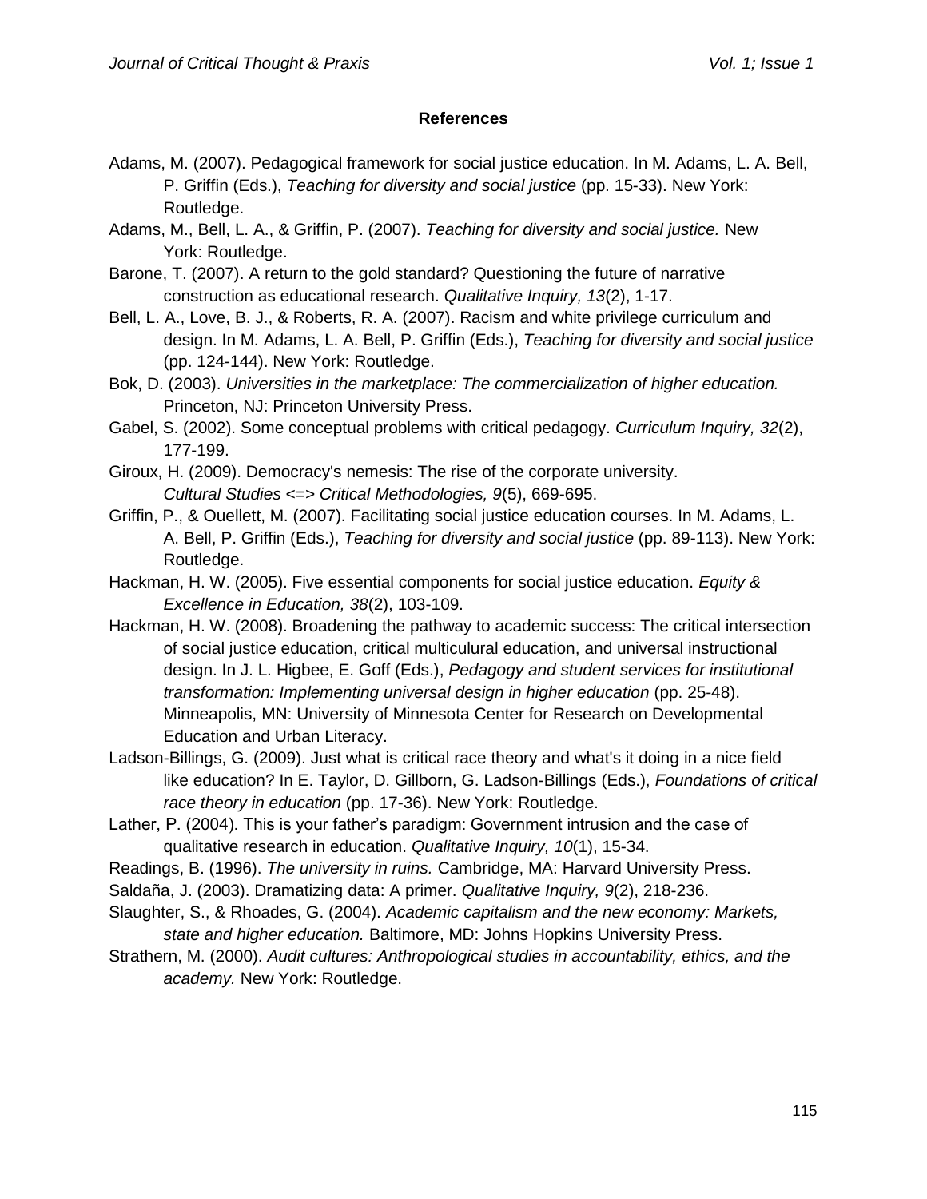## References

Adams, M. (2007). Pedagogical framework for social justice education. In M. Adams, L. A. Bell, P. Griffin (Eds.), *Teaching for diversity and social justice* (pp. 15-33). New York: Routledge.

Adams, M., Bell, L. A., & Griffin, P. (2007). *Teaching for diversity and social justice.* New York: Routledge.

Barone, T. (2007). A return to the gold standard? Questioning the future of narrative construction as educational research. *Qualitative Inquiry, 13*(2), 1-17.

Bell, L. A., Love, B. J., & Roberts, R. A. (2007). Racism and white privilege curriculum and design. In M. Adams, L. A. Bell, P. Griffin (Eds.), *Teaching for diversity and social justice* (pp. 124-144). New York: Routledge.

Bok, D. (2003). *Universities in the marketplace: The commercialization of higher education.* Princeton, NJ: Princeton University Press.

Gabel, S. (2002). Some conceptual problems with critical pedagogy. *Curriculum Inquiry, 32*(2), 177-199.

Giroux, H. (2009). Democracy's nemesis: The rise of the corporate university. *Cultural Studies <=> Critical Methodologies, 9*(5), 669-695.

Griffin, P., & Ouellett, M. (2007). Facilitating social justice education courses. In M. Adams, L. A. Bell, P. Griffin (Eds.), *Teaching for diversity and social justice* (pp. 89-113). New York: Routledge.

Hackman, H. W. (2005). Five essential components for social justice education. *Equity & Excellence in Education, 38*(2), 103-109.

Hackman, H. W. (2008). Broadening the pathway to academic success: The critical intersection of social justice education, critical multiculural education, and universal instructional design. In J. L. Higbee, E. Goff (Eds.), *Pedagogy and student services for institutional transformation: Implementing universal design in higher education* (pp. 25-48). Minneapolis, MN: University of Minnesota Center for Research on Developmental Education and Urban Literacy.

Ladson-Billings, G. (2009). Just what is critical race theory and what's it doing in a nice field like education? In E. Taylor, D. Gillborn, G. Ladson-Billings (Eds.), *Foundations of critical race theory in education* (pp. 17-36). New York: Routledge.

Lather, P. (2004). This is your father's paradigm: Government intrusion and the case of qualitative research in education. *Qualitative Inquiry, 10*(1), 15-34.

Readings, B. (1996). *The university in ruins.* Cambridge, MA: Harvard University Press.

Saldaña, J. (2003). Dramatizing data: A primer. *Qualitative Inquiry, 9*(2), 218-236.

Slaughter, S., & Rhoades, G. (2004). *Academic capitalism and the new economy: Markets, state and higher education.* Baltimore, MD: Johns Hopkins University Press.

Strathern, M. (2000). *Audit cultures: Anthropological studies in accountability, ethics, and the academy.* New York: Routledge.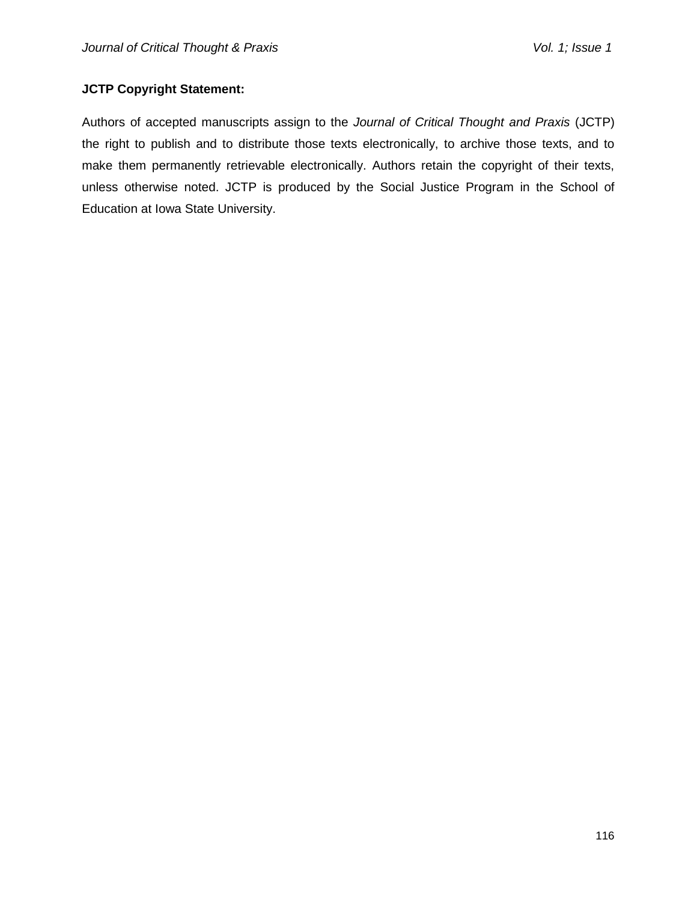**JCTP Copyright Statement:**

Authors of accepted manuscripts assign to the *Journal of Critical Thought and Praxis* (JCTP) the right to publish and to distribute those texts electronically, to archive those texts, and to make them permanently retrievable electronically. Authors retain the copyright of their texts, unless otherwise noted. JCTP is produced by the Social Justice Program in the School of Education at Iowa State University.